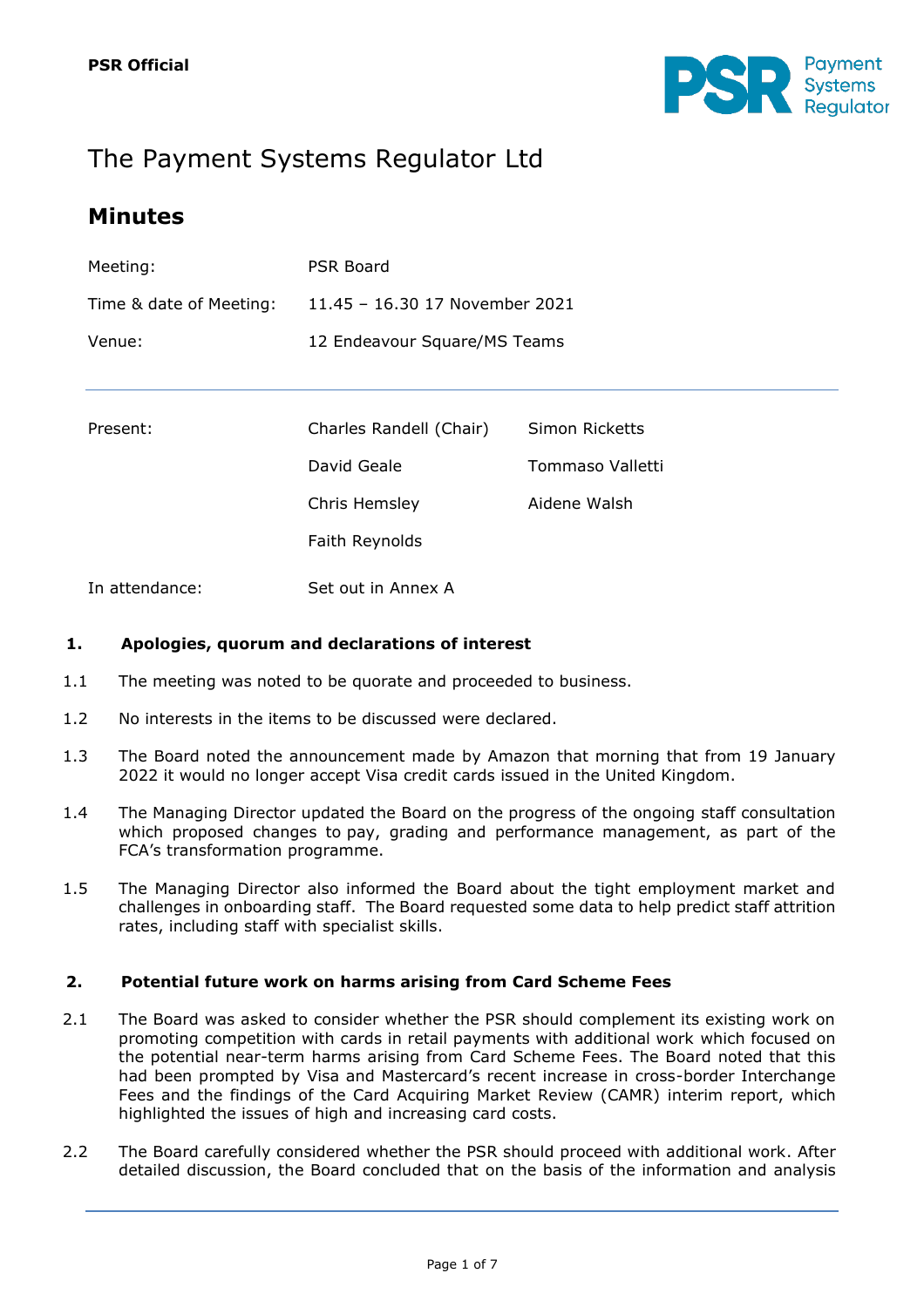**PSR Official**

# The Payment Systems Regulator Ltd

## Minutes

| | |
|---|---|
| Meeting: | PSR Board |
| Time & date of Meeting: | 11.45 – 16.30 17 November 2021 |
| Venue: | 12 Endeavour Square/MS Teams |

| | | |
|---|---|---|
| Present: | Charles Randell (Chair) | Simon Ricketts |
| | David Geale | Tommaso Valletti |
| | Chris Hemsley | Aidene Walsh |
| | Faith Reynolds | |
| In attendance: | Set out in Annex A | |

### 1. Apologies, quorum and declarations of interest

1.1 The meeting was noted to be quorate and proceeded to business.

1.2 No interests in the items to be discussed were declared.

1.3 The Board noted the announcement made by Amazon that morning that from 19 January 2022 it would no longer accept Visa credit cards issued in the United Kingdom.

1.4 The Managing Director updated the Board on the progress of the ongoing staff consultation which proposed changes to pay, grading and performance management, as part of the FCA's transformation programme.

1.5 The Managing Director also informed the Board about the tight employment market and challenges in onboarding staff. The Board requested some data to help predict staff attrition rates, including staff with specialist skills.

### 2. Potential future work on harms arising from Card Scheme Fees

2.1 The Board was asked to consider whether the PSR should complement its existing work on promoting competition with cards in retail payments with additional work which focused on the potential near-term harms arising from Card Scheme Fees. The Board noted that this had been prompted by Visa and Mastercard's recent increase in cross-border Interchange Fees and the findings of the Card Acquiring Market Review (CAMR) interim report, which highlighted the issues of high and increasing card costs.

2.2 The Board carefully considered whether the PSR should proceed with additional work. After detailed discussion, the Board concluded that on the basis of the information and analysis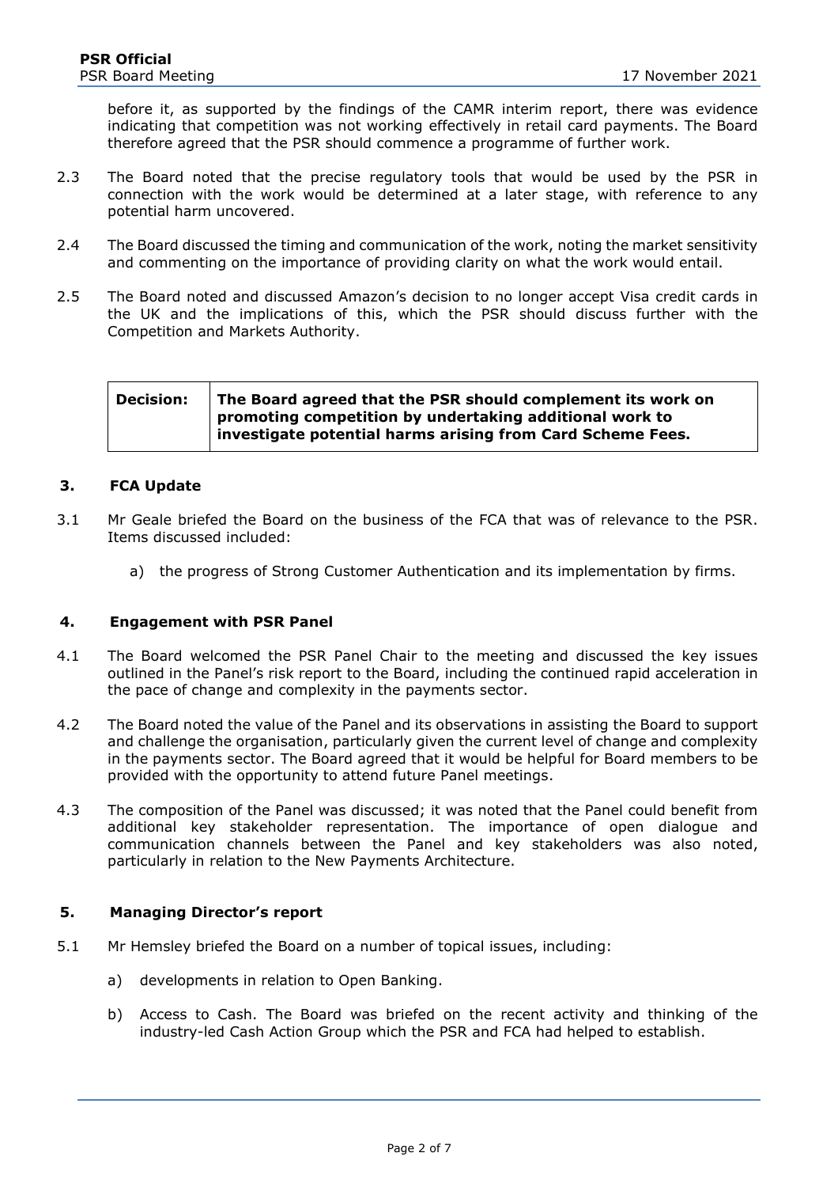before it, as supported by the findings of the CAMR interim report, there was evidence indicating that competition was not working effectively in retail card payments. The Board therefore agreed that the PSR should commence a programme of further work.

2.3 The Board noted that the precise regulatory tools that would be used by the PSR in connection with the work would be determined at a later stage, with reference to any potential harm uncovered.

2.4 The Board discussed the timing and communication of the work, noting the market sensitivity and commenting on the importance of providing clarity on what the work would entail.

2.5 The Board noted and discussed Amazon's decision to no longer accept Visa credit cards in the UK and the implications of this, which the PSR should discuss further with the Competition and Markets Authority.

| **Decision:** | **The Board agreed that the PSR should complement its work on promoting competition by undertaking additional work to investigate potential harms arising from Card Scheme Fees.** |
|---|---|

## 3. FCA Update

3.1 Mr Geale briefed the Board on the business of the FCA that was of relevance to the PSR. Items discussed included:

a) the progress of Strong Customer Authentication and its implementation by firms.

## 4. Engagement with PSR Panel

4.1 The Board welcomed the PSR Panel Chair to the meeting and discussed the key issues outlined in the Panel's risk report to the Board, including the continued rapid acceleration in the pace of change and complexity in the payments sector.

4.2 The Board noted the value of the Panel and its observations in assisting the Board to support and challenge the organisation, particularly given the current level of change and complexity in the payments sector. The Board agreed that it would be helpful for Board members to be provided with the opportunity to attend future Panel meetings.

4.3 The composition of the Panel was discussed; it was noted that the Panel could benefit from additional key stakeholder representation. The importance of open dialogue and communication channels between the Panel and key stakeholders was also noted, particularly in relation to the New Payments Architecture.

## 5. Managing Director's report

5.1 Mr Hemsley briefed the Board on a number of topical issues, including:

a) developments in relation to Open Banking.

b) Access to Cash. The Board was briefed on the recent activity and thinking of the industry-led Cash Action Group which the PSR and FCA had helped to establish.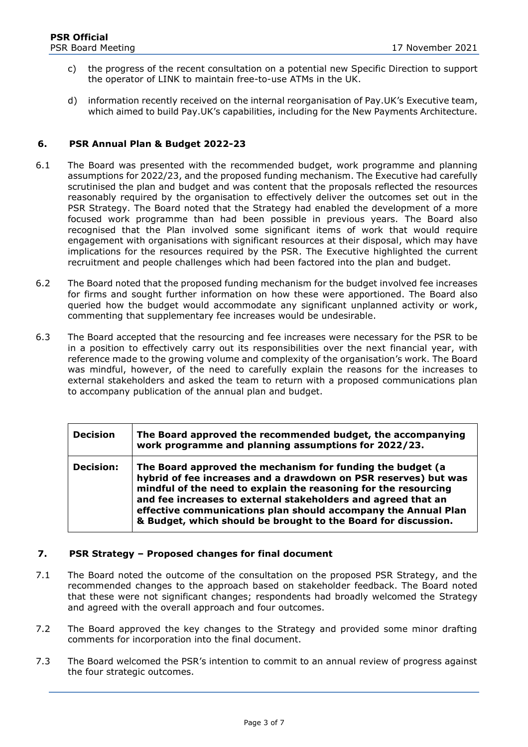c) the progress of the recent consultation on a potential new Specific Direction to support the operator of LINK to maintain free-to-use ATMs in the UK.

d) information recently received on the internal reorganisation of Pay.UK's Executive team, which aimed to build Pay.UK's capabilities, including for the New Payments Architecture.

## 6. PSR Annual Plan & Budget 2022-23

6.1 The Board was presented with the recommended budget, work programme and planning assumptions for 2022/23, and the proposed funding mechanism. The Executive had carefully scrutinised the plan and budget and was content that the proposals reflected the resources reasonably required by the organisation to effectively deliver the outcomes set out in the PSR Strategy. The Board noted that the Strategy had enabled the development of a more focused work programme than had been possible in previous years. The Board also recognised that the Plan involved some significant items of work that would require engagement with organisations with significant resources at their disposal, which may have implications for the resources required by the PSR. The Executive highlighted the current recruitment and people challenges which had been factored into the plan and budget.

6.2 The Board noted that the proposed funding mechanism for the budget involved fee increases for firms and sought further information on how these were apportioned. The Board also queried how the budget would accommodate any significant unplanned activity or work, commenting that supplementary fee increases would be undesirable.

6.3 The Board accepted that the resourcing and fee increases were necessary for the PSR to be in a position to effectively carry out its responsibilities over the next financial year, with reference made to the growing volume and complexity of the organisation's work. The Board was mindful, however, of the need to carefully explain the reasons for the increases to external stakeholders and asked the team to return with a proposed communications plan to accompany publication of the annual plan and budget.

| **Decision** | **The Board approved the recommended budget, the accompanying work programme and planning assumptions for 2022/23.** |
|---|---|
| **Decision:** | **The Board approved the mechanism for funding the budget (a hybrid of fee increases and a drawdown on PSR reserves) but was mindful of the need to explain the reasoning for the resourcing and fee increases to external stakeholders and agreed that an effective communications plan should accompany the Annual Plan & Budget, which should be brought to the Board for discussion.** |

## 7. PSR Strategy – Proposed changes for final document

7.1 The Board noted the outcome of the consultation on the proposed PSR Strategy, and the recommended changes to the approach based on stakeholder feedback. The Board noted that these were not significant changes; respondents had broadly welcomed the Strategy and agreed with the overall approach and four outcomes.

7.2 The Board approved the key changes to the Strategy and provided some minor drafting comments for incorporation into the final document.

7.3 The Board welcomed the PSR's intention to commit to an annual review of progress against the four strategic outcomes.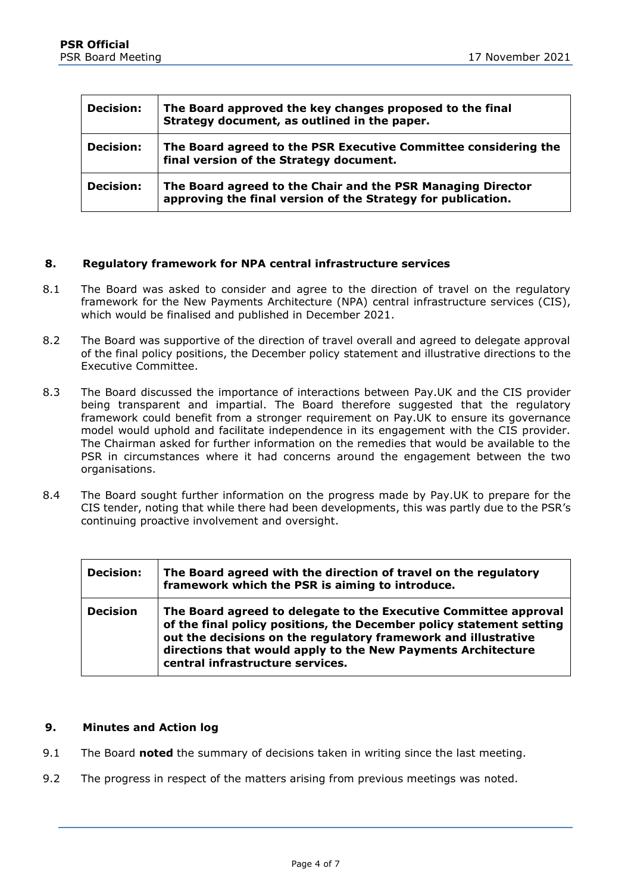| Decision: | The Board approved the key changes proposed to the final Strategy document, as outlined in the paper. |
|---|---|
| **Decision:** | **The Board agreed to the PSR Executive Committee considering the final version of the Strategy document.** |
| **Decision:** | **The Board agreed to the Chair and the PSR Managing Director approving the final version of the Strategy for publication.** |

## 8. Regulatory framework for NPA central infrastructure services

8.1 The Board was asked to consider and agree to the direction of travel on the regulatory framework for the New Payments Architecture (NPA) central infrastructure services (CIS), which would be finalised and published in December 2021.

8.2 The Board was supportive of the direction of travel overall and agreed to delegate approval of the final policy positions, the December policy statement and illustrative directions to the Executive Committee.

8.3 The Board discussed the importance of interactions between Pay.UK and the CIS provider being transparent and impartial. The Board therefore suggested that the regulatory framework could benefit from a stronger requirement on Pay.UK to ensure its governance model would uphold and facilitate independence in its engagement with the CIS provider. The Chairman asked for further information on the remedies that would be available to the PSR in circumstances where it had concerns around the engagement between the two organisations.

8.4 The Board sought further information on the progress made by Pay.UK to prepare for the CIS tender, noting that while there had been developments, this was partly due to the PSR's continuing proactive involvement and oversight.

| Decision: | The Board agreed with the direction of travel on the regulatory framework which the PSR is aiming to introduce. |
|---|---|
| **Decision** | **The Board agreed to delegate to the Executive Committee approval of the final policy positions, the December policy statement setting out the decisions on the regulatory framework and illustrative directions that would apply to the New Payments Architecture central infrastructure services.** |

## 9. Minutes and Action log

9.1 The Board **noted** the summary of decisions taken in writing since the last meeting.

9.2 The progress in respect of the matters arising from previous meetings was noted.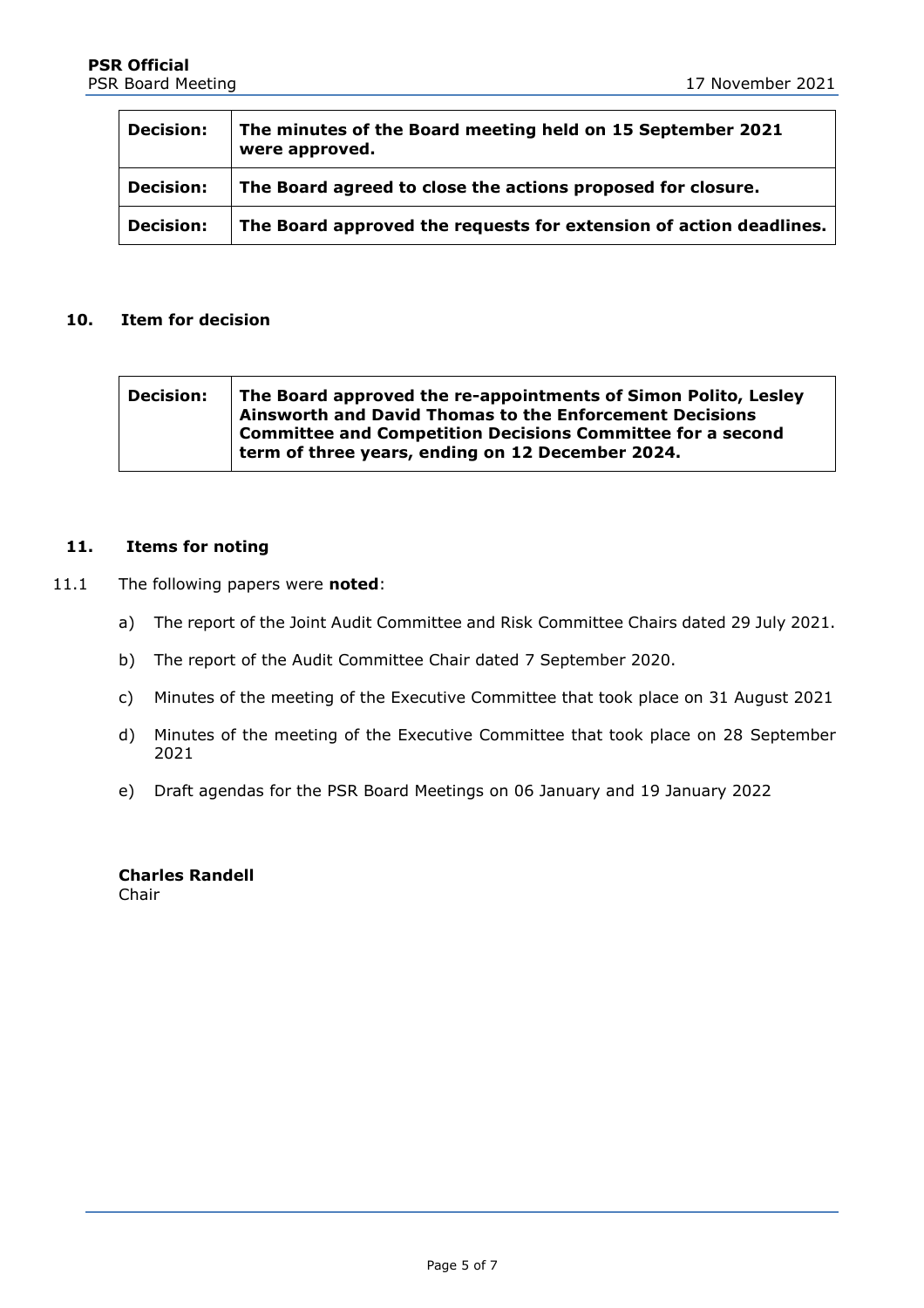| Decision: | The minutes of the Board meeting held on 15 September 2021 were approved. |
|---|---|
| Decision: | The Board agreed to close the actions proposed for closure. |
| Decision: | The Board approved the requests for extension of action deadlines. |

## 10. Item for decision

| Decision: | The Board approved the re-appointments of Simon Polito, Lesley Ainsworth and David Thomas to the Enforcement Decisions Committee and Competition Decisions Committee for a second term of three years, ending on 12 December 2024. |
|---|---|

## 11. Items for noting

11.1 The following papers were **noted**:

a) The report of the Joint Audit Committee and Risk Committee Chairs dated 29 July 2021.

b) The report of the Audit Committee Chair dated 7 September 2020.

c) Minutes of the meeting of the Executive Committee that took place on 31 August 2021

d) Minutes of the meeting of the Executive Committee that took place on 28 September 2021

e) Draft agendas for the PSR Board Meetings on 06 January and 19 January 2022

**Charles Randell**
Chair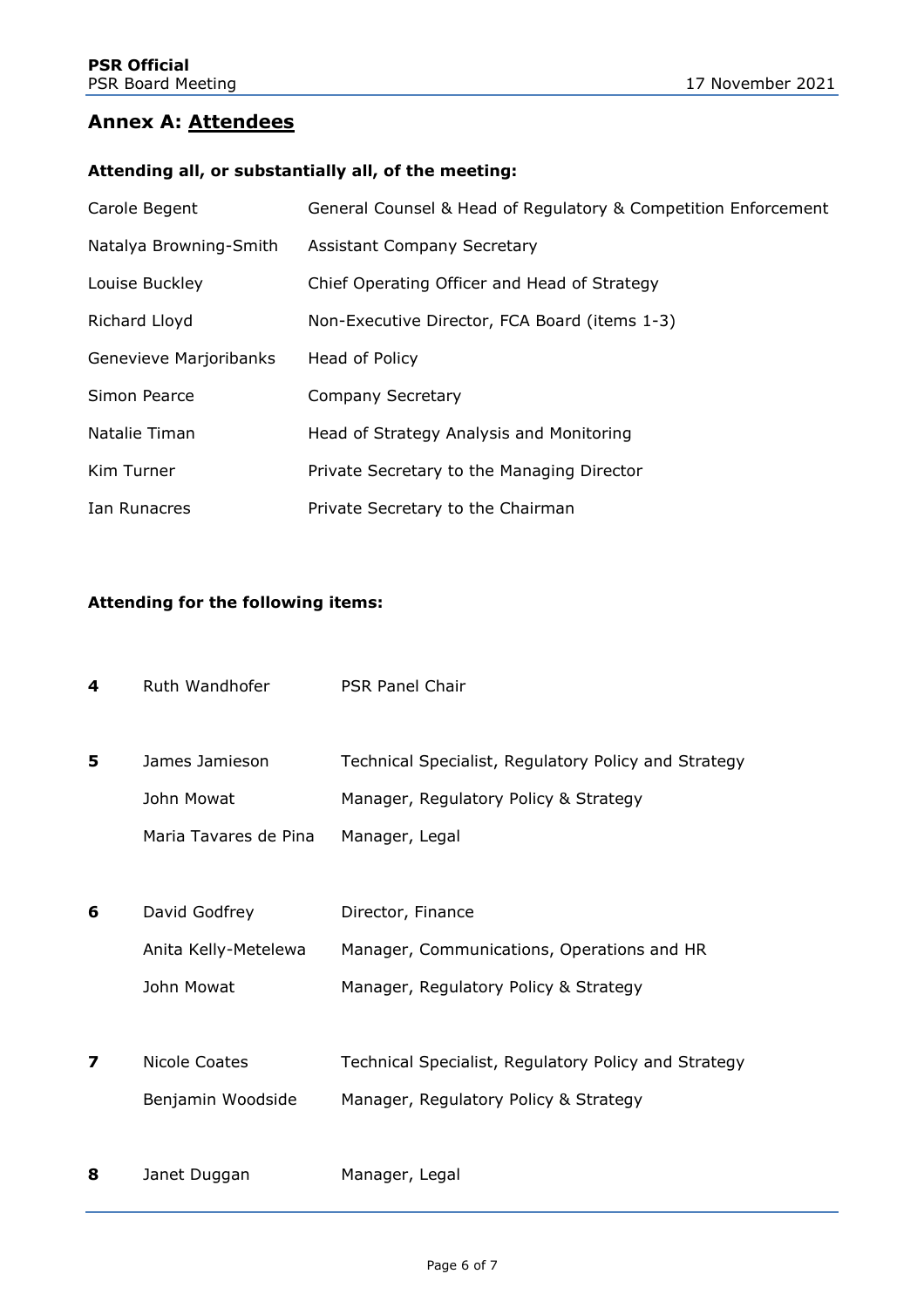## Annex A: Attendees

**Attending all, or substantially all, of the meeting:**

| | |
|---|---|
| Carole Begent | General Counsel & Head of Regulatory & Competition Enforcement |
| Natalya Browning-Smith | Assistant Company Secretary |
| Louise Buckley | Chief Operating Officer and Head of Strategy |
| Richard Lloyd | Non-Executive Director, FCA Board (items 1-3) |
| Genevieve Marjoribanks | Head of Policy |
| Simon Pearce | Company Secretary |
| Natalie Timan | Head of Strategy Analysis and Monitoring |
| Kim Turner | Private Secretary to the Managing Director |
| Ian Runacres | Private Secretary to the Chairman |

**Attending for the following items:**

| | | |
|---|---|---|
| **4** | Ruth Wandhofer | PSR Panel Chair |
| **5** | James Jamieson | Technical Specialist, Regulatory Policy and Strategy |
| | John Mowat | Manager, Regulatory Policy & Strategy |
| | Maria Tavares de Pina | Manager, Legal |
| **6** | David Godfrey | Director, Finance |
| | Anita Kelly-Metelewa | Manager, Communications, Operations and HR |
| | John Mowat | Manager, Regulatory Policy & Strategy |
| **7** | Nicole Coates | Technical Specialist, Regulatory Policy and Strategy |
| | Benjamin Woodside | Manager, Regulatory Policy & Strategy |
| **8** | Janet Duggan | Manager, Legal |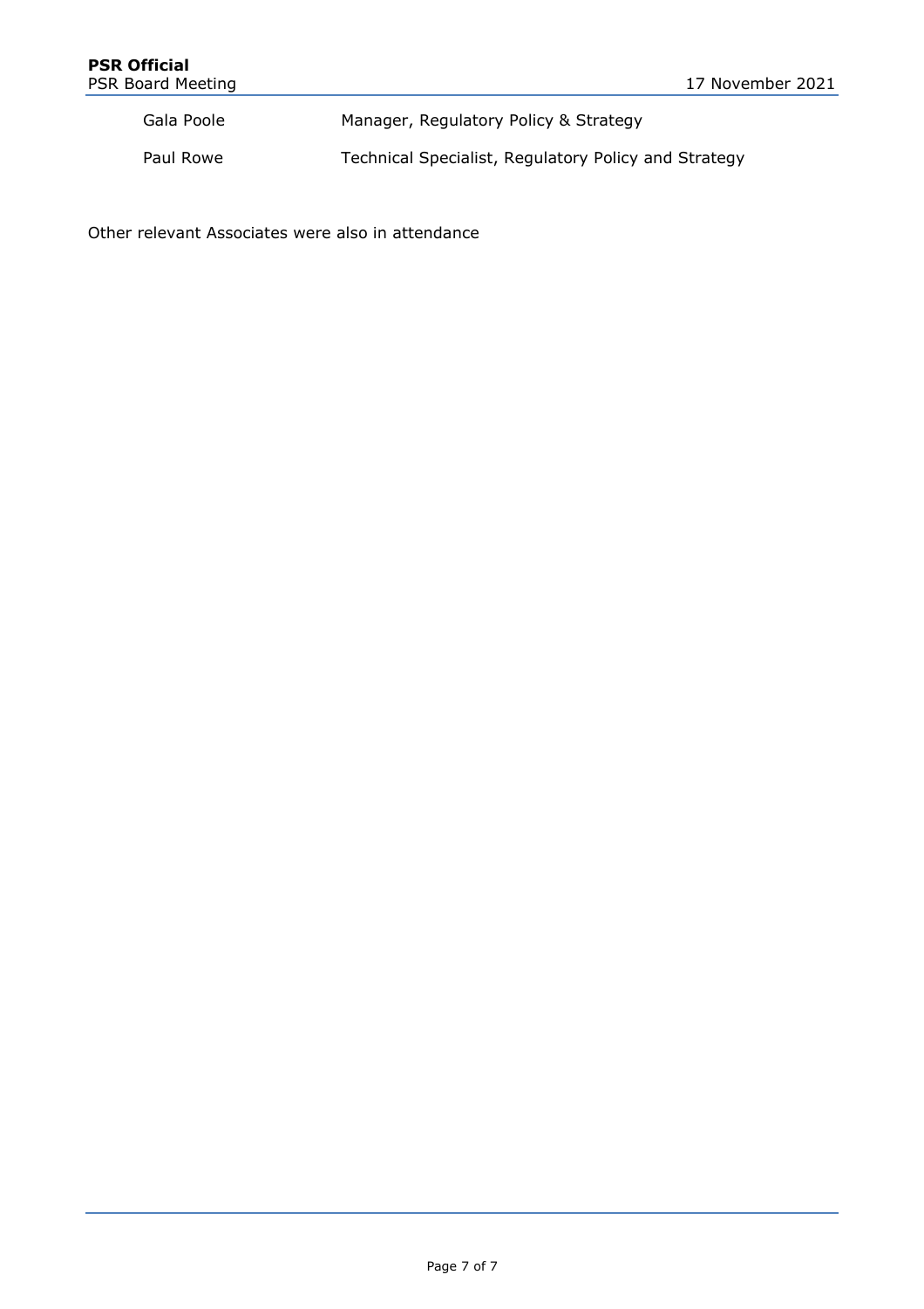| | |
|---|---|
| Gala Poole | Manager, Regulatory Policy & Strategy |
| Paul Rowe | Technical Specialist, Regulatory Policy and Strategy |

Other relevant Associates were also in attendance